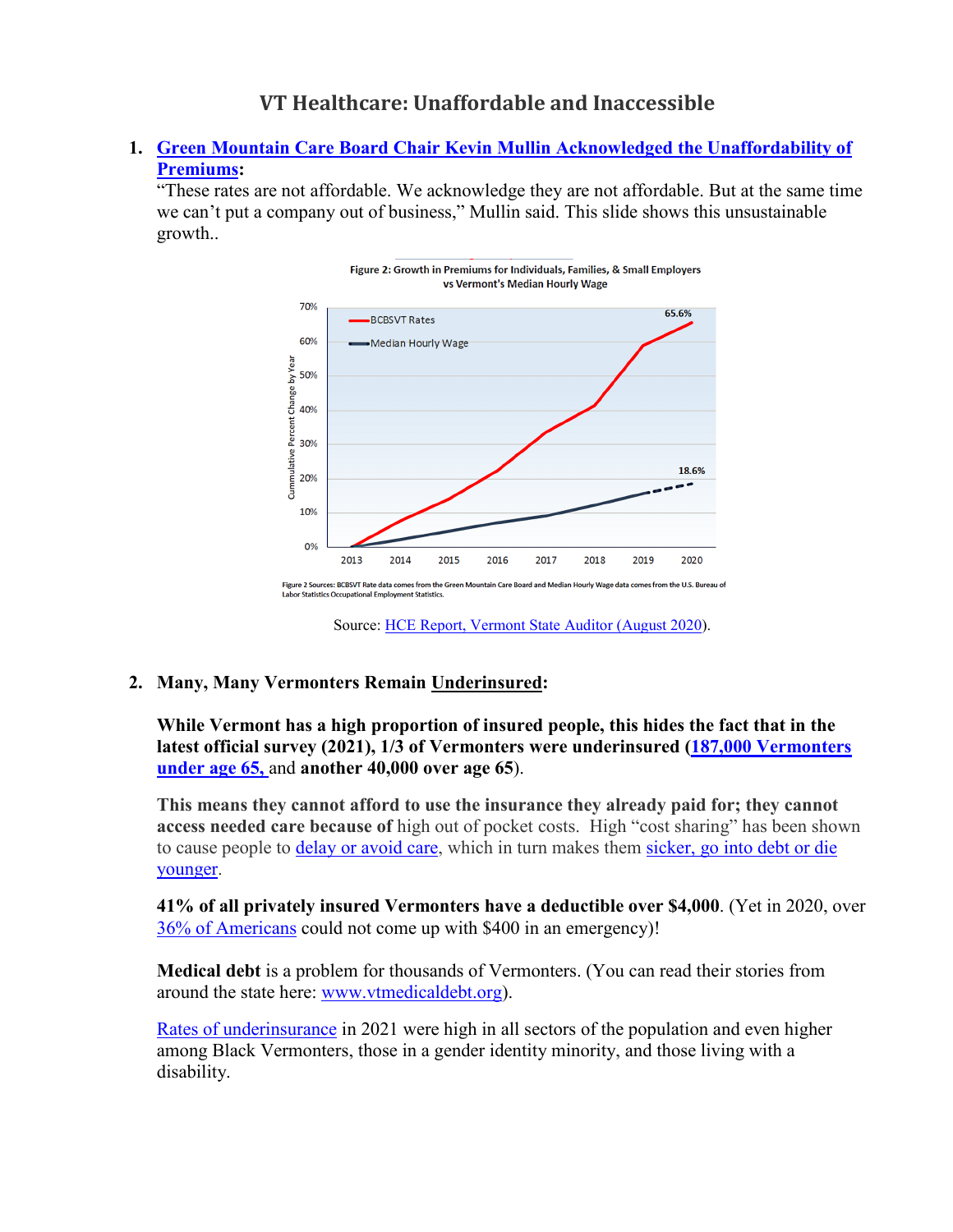# VT Healthcare: Unaffordable and Inaccessible

1. **Green Mountain Care Board Chair Kevin Mullin Acknowledged the Unaffordability of Premiums:**
   "These rates are not affordable. We acknowledge they are not affordable. But at the same time we can't put a company out of business," Mullin said. This slide shows this unsustainable growth..

   Figure 2: Growth in Premiums for Individuals, Families, & Small Employers vs Vermont's Median Hourly Wage

   Figure 2 Sources: BCBSVT Rate data comes from the Green Mountain Care Board and Median Hourly Wage data comes from the U.S. Bureau of Labor Statistics Occupational Employment Statistics.

   Source: HCE Report, Vermont State Auditor (August 2020).

2. **Many, Many Vermonters Remain Underinsured:**

   **While Vermont has a high proportion of insured people, this hides the fact that in the latest official survey (2021), 1/3 of Vermonters were underinsured (187,000 Vermonters under age 65,** and **another 40,000 over age 65**).

   **This means they cannot afford to use the insurance they already paid for; they cannot access needed care because of** high out of pocket costs. High "cost sharing" has been shown to cause people to delay or avoid care, which in turn makes them sicker, go into debt or die younger.

   **41% of all privately insured Vermonters have a deductible over $4,000**. (Yet in 2020, over 36% of Americans could not come up with $400 in an emergency)!

   **Medical debt** is a problem for thousands of Vermonters. (You can read their stories from around the state here: www.vtmedicaldebt.org).

   Rates of underinsurance in 2021 were high in all sectors of the population and even higher among Black Vermonters, those in a gender identity minority, and those living with a disability.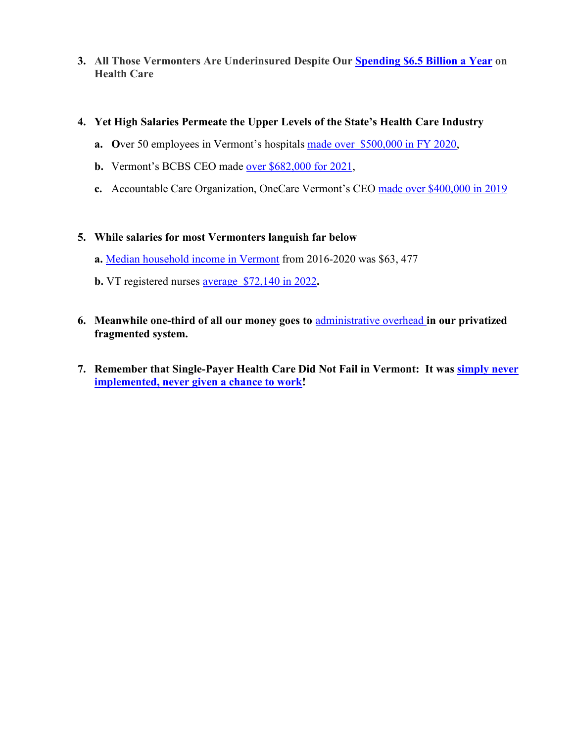3. **All Those Vermonters Are Underinsured Despite Our Spending $6.5 Billion a Year on Health Care**

4. **Yet High Salaries Permeate the Upper Levels of the State's Health Care Industry**

   a. **O**ver 50 employees in Vermont's hospitals made over $500,000 in FY 2020,

   b. Vermont's BCBS CEO made over $682,000 for 2021,

   c. Accountable Care Organization, OneCare Vermont's CEO made over $400,000 in 2019

5. **While salaries for most Vermonters languish far below**

   **a.** Median household income in Vermont from 2016-2020 was $63, 477

   **b.** VT registered nurses average $72,140 in 2022**.**

6. **Meanwhile one-third of all our money goes to** administrative overhead **in our privatized fragmented system.**

7. **Remember that Single-Payer Health Care Did Not Fail in Vermont: It was simply never implemented, never given a chance to work!**